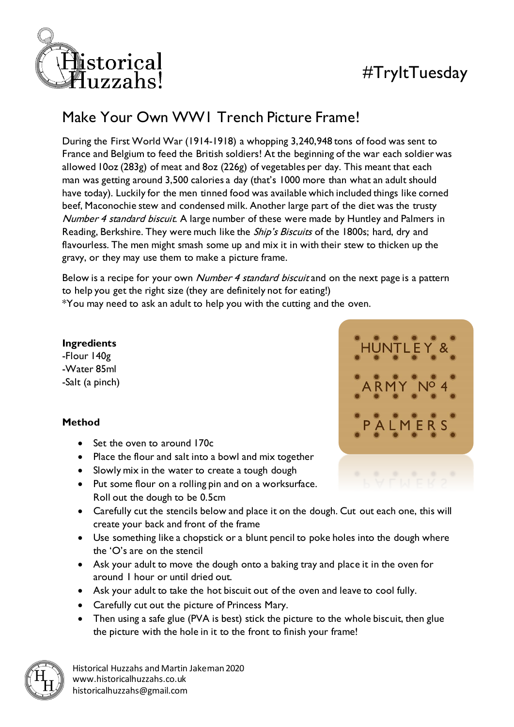Historical Huzzahs!

#TryItTuesday

## Make Your Own WW1 Trench Picture Frame!

During the First World War (1914-1918) a whopping 3,240,948 tons of food was sent to France and Belgium to feed the British soldiers! At the beginning of the war each soldier was allowed 10oz (283g) of meat and 8oz (226g) of vegetables per day. This meant that each man was getting around 3,500 calories a day (that's 1000 more than what an adult should have today). Luckily for the men tinned food was available which included things like corned beef, Maconochie stew and condensed milk. Another large part of the diet was the trusty *Number 4 standard biscuit*. A large number of these were made by Huntley and Palmers in Reading, Berkshire. They were much like the *Ship's Biscuits* of the 1800s; hard, dry and flavourless. The men might smash some up and mix it in with their stew to thicken up the gravy, or they may use them to make a picture frame.

Below is a recipe for your own *Number 4 standard biscuit* and on the next page is a pattern to help you get the right size (they are definitely not for eating!)
*You may need to ask an adult to help you with the cutting and the oven.

**Ingredients**
-Flour 140g
-Water 85ml
-Salt (a pinch)

HUNTLEY &
ARMY Nº 4
PALMERS

**Method**

- Set the oven to around 170c
- Place the flour and salt into a bowl and mix together
- Slowly mix in the water to create a tough dough
- Put some flour on a rolling pin and on a worksurface. Roll out the dough to be 0.5cm
- Carefully cut the stencils below and place it on the dough. Cut out each one, this will create your back and front of the frame
- Use something like a chopstick or a blunt pencil to poke holes into the dough where the 'O's are on the stencil
- Ask your adult to move the dough onto a baking tray and place it in the oven for around 1 hour or until dried out.
- Ask your adult to take the hot biscuit out of the oven and leave to cool fully.
- Carefully cut out the picture of Princess Mary.
- Then using a safe glue (PVA is best) stick the picture to the whole biscuit, then glue the picture with the hole in it to the front to finish your frame!

Historical Huzzahs and Martin Jakeman 2020
www.historicalhuzzahs.co.uk
historicalhuzzahs@gmail.com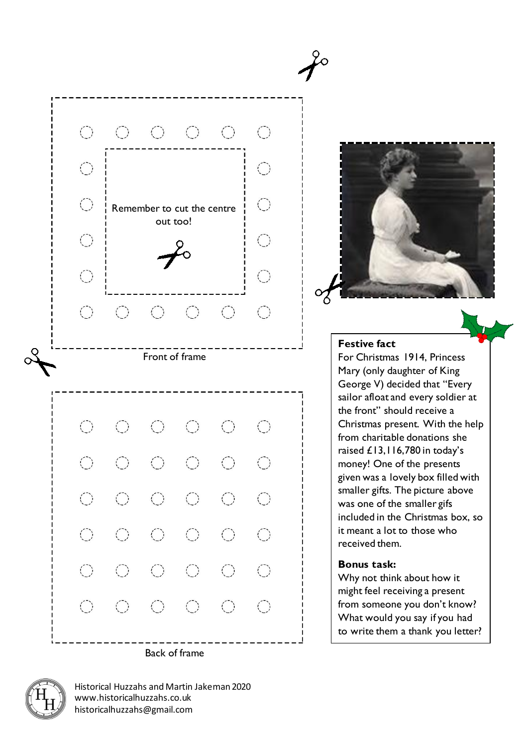Remember to cut the centre out too!

Front of frame

Back of frame

**Festive fact**

For Christmas 1914, Princess Mary (only daughter of King George V) decided that "Every sailor afloat and every soldier at the front" should receive a Christmas present. With the help from charitable donations she raised £13,116,780 in today's money! One of the presents given was a lovely box filled with smaller gifts. The picture above was one of the smaller gifs included in the Christmas box, so it meant a lot to those who received them.

**Bonus task:**

Why not think about how it might feel receiving a present from someone you don't know? What would you say if you had to write them a thank you letter?

Historical Huzzahs and Martin Jakeman 2020
www.historicalhuzzahs.co.uk
historicalhuzzahs@gmail.com